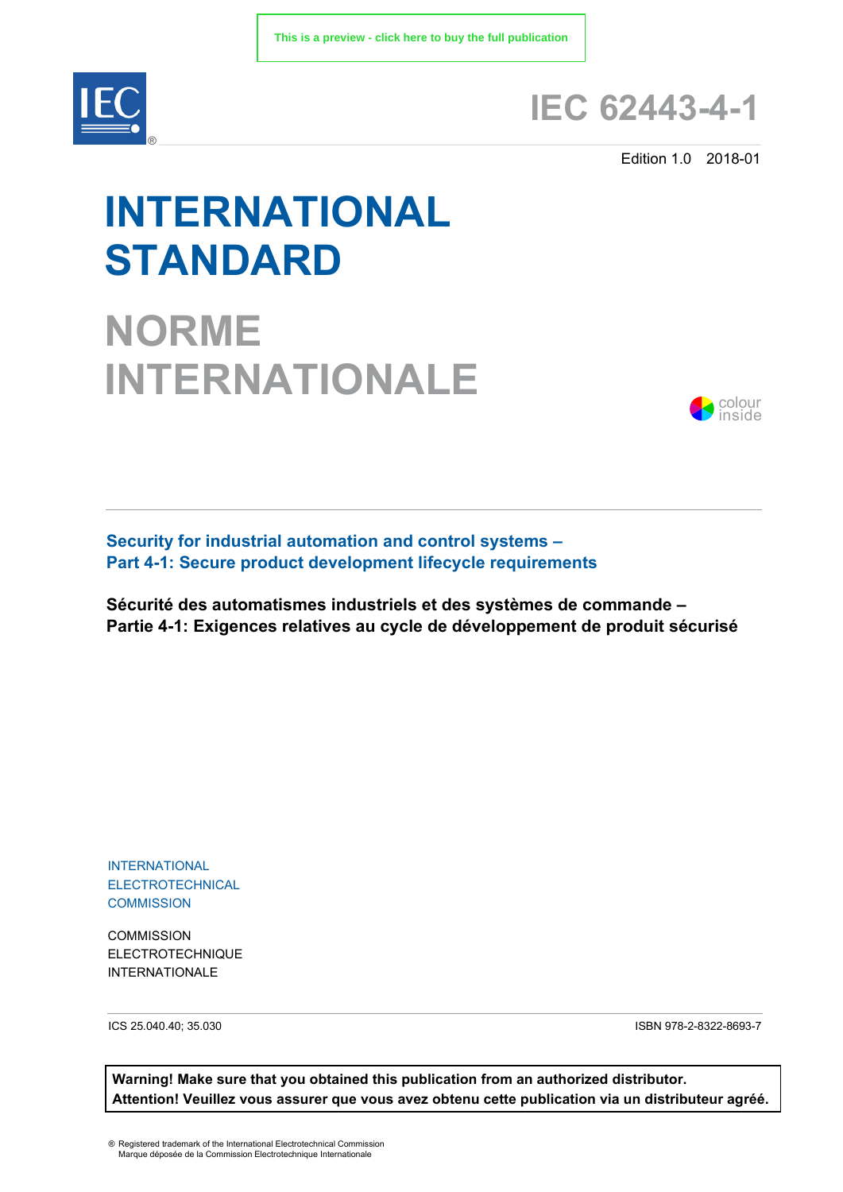This is a preview - click here to buy the full publication

IEC

# IEC 62443-4-1

Edition 1.0 2018-01

# INTERNATIONAL STANDARD

# NORME INTERNATIONALE

colour inside

**Security for industrial automation and control systems –**
**Part 4-1: Secure product development lifecycle requirements**

**Sécurité des automatismes industriels et des systèmes de commande –**
**Partie 4-1: Exigences relatives au cycle de développement de produit sécurisé**

INTERNATIONAL ELECTROTECHNICAL COMMISSION

COMMISSION ELECTROTECHNIQUE INTERNATIONALE

ICS 25.040.40; 35.030

ISBN 978-2-8322-8693-7

**Warning! Make sure that you obtained this publication from an authorized distributor.**
**Attention! Veuillez vous assurer que vous avez obtenu cette publication via un distributeur agréé.**

® Registered trademark of the International Electrotechnical Commission
Marque déposée de la Commission Electrotechnique Internationale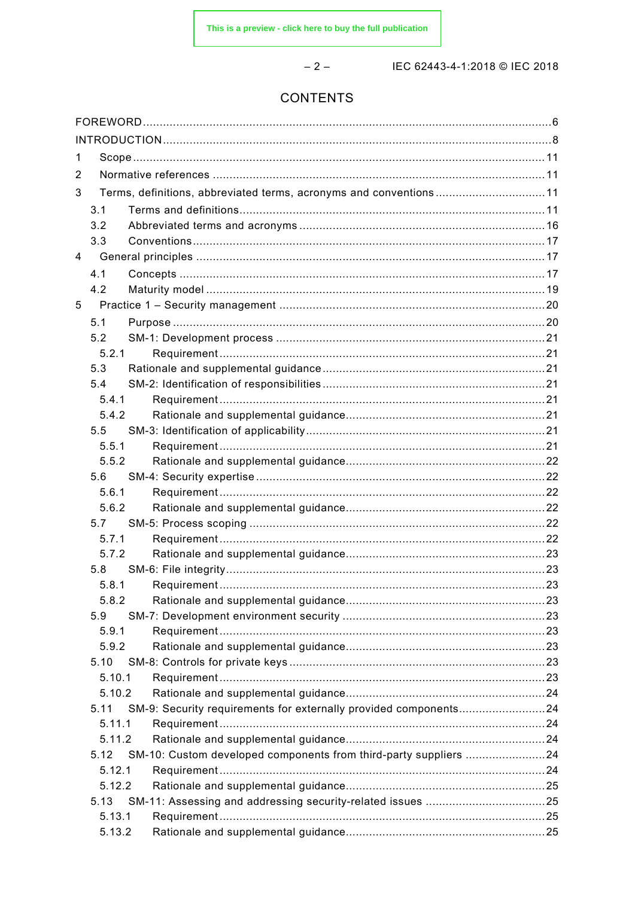# CONTENTS

FOREWORD ........................................................................................................................ 6
INTRODUCTION .................................................................................................................. 8
1 Scope .......................................................................................................................... 11
2 Normative references .................................................................................................. 11
3 Terms, definitions, abbreviated terms, acronyms and conventions ................................ 11
  3.1 Terms and definitions .......................................................................................... 11
  3.2 Abbreviated terms and acronyms ........................................................................ 16
  3.3 Conventions ........................................................................................................ 17
4 General principles ........................................................................................................ 17
  4.1 Concepts ............................................................................................................ 17
  4.2 Maturity model .................................................................................................... 19
5 Practice 1 – Security management ............................................................................... 20
  5.1 Purpose .............................................................................................................. 20
  5.2 SM-1: Development process ................................................................................ 21
    5.2.1 Requirement ................................................................................................ 21
  5.3 Rationale and supplemental guidance .................................................................. 21
  5.4 SM-2: Identification of responsibilities .................................................................. 21
    5.4.1 Requirement ................................................................................................ 21
    5.4.2 Rationale and supplemental guidance ........................................................... 21
  5.5 SM-3: Identification of applicability ....................................................................... 21
    5.5.1 Requirement ................................................................................................ 21
    5.5.2 Rationale and supplemental guidance ........................................................... 22
  5.6 SM-4: Security expertise ..................................................................................... 22
    5.6.1 Requirement ................................................................................................ 22
    5.6.2 Rationale and supplemental guidance ........................................................... 22
  5.7 SM-5: Process scoping ........................................................................................ 22
    5.7.1 Requirement ................................................................................................ 22
    5.7.2 Rationale and supplemental guidance ........................................................... 23
  5.8 SM-6: File integrity .............................................................................................. 23
    5.8.1 Requirement ................................................................................................ 23
    5.8.2 Rationale and supplemental guidance ........................................................... 23
  5.9 SM-7: Development environment security ............................................................ 23
    5.9.1 Requirement ................................................................................................ 23
    5.9.2 Rationale and supplemental guidance ........................................................... 23
  5.10 SM-8: Controls for private keys ........................................................................... 23
    5.10.1 Requirement ................................................................................................ 23
    5.10.2 Rationale and supplemental guidance ........................................................... 24
  5.11 SM-9: Security requirements for externally provided components .......................... 24
    5.11.1 Requirement ................................................................................................ 24
    5.11.2 Rationale and supplemental guidance ........................................................... 24
  5.12 SM-10: Custom developed components from third-party suppliers ........................ 24
    5.12.1 Requirement ................................................................................................ 24
    5.12.2 Rationale and supplemental guidance ........................................................... 25
  5.13 SM-11: Assessing and addressing security-related issues .................................... 25
    5.13.1 Requirement ................................................................................................ 25
    5.13.2 Rationale and supplemental guidance ........................................................... 25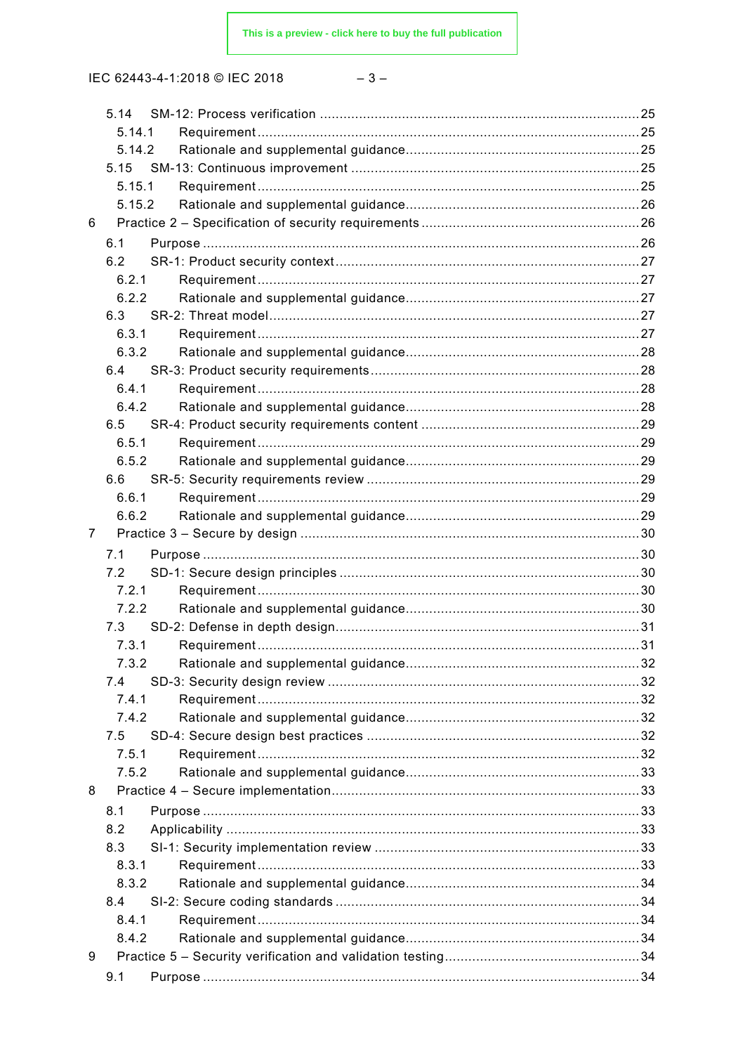5.14 SM-12: Process verification ....................................................................................25
5.14.1 Requirement ....................................................................................25
5.14.2 Rationale and supplemental guidance ....................................................................................25
5.15 SM-13: Continuous improvement ....................................................................................25
5.15.1 Requirement ....................................................................................25
5.15.2 Rationale and supplemental guidance ....................................................................................26
6 Practice 2 – Specification of security requirements ....................................................................................26
6.1 Purpose ....................................................................................26
6.2 SR-1: Product security context ....................................................................................27
6.2.1 Requirement ....................................................................................27
6.2.2 Rationale and supplemental guidance ....................................................................................27
6.3 SR-2: Threat model ....................................................................................27
6.3.1 Requirement ....................................................................................27
6.3.2 Rationale and supplemental guidance ....................................................................................28
6.4 SR-3: Product security requirements ....................................................................................28
6.4.1 Requirement ....................................................................................28
6.4.2 Rationale and supplemental guidance ....................................................................................28
6.5 SR-4: Product security requirements content ....................................................................................29
6.5.1 Requirement ....................................................................................29
6.5.2 Rationale and supplemental guidance ....................................................................................29
6.6 SR-5: Security requirements review ....................................................................................29
6.6.1 Requirement ....................................................................................29
6.6.2 Rationale and supplemental guidance ....................................................................................29
7 Practice 3 – Secure by design ....................................................................................30
7.1 Purpose ....................................................................................30
7.2 SD-1: Secure design principles ....................................................................................30
7.2.1 Requirement ....................................................................................30
7.2.2 Rationale and supplemental guidance ....................................................................................30
7.3 SD-2: Defense in depth design ....................................................................................31
7.3.1 Requirement ....................................................................................31
7.3.2 Rationale and supplemental guidance ....................................................................................32
7.4 SD-3: Security design review ....................................................................................32
7.4.1 Requirement ....................................................................................32
7.4.2 Rationale and supplemental guidance ....................................................................................32
7.5 SD-4: Secure design best practices ....................................................................................32
7.5.1 Requirement ....................................................................................32
7.5.2 Rationale and supplemental guidance ....................................................................................33
8 Practice 4 – Secure implementation ....................................................................................33
8.1 Purpose ....................................................................................33
8.2 Applicability ....................................................................................33
8.3 SI-1: Security implementation review ....................................................................................33
8.3.1 Requirement ....................................................................................33
8.3.2 Rationale and supplemental guidance ....................................................................................34
8.4 SI-2: Secure coding standards ....................................................................................34
8.4.1 Requirement ....................................................................................34
8.4.2 Rationale and supplemental guidance ....................................................................................34
9 Practice 5 – Security verification and validation testing ....................................................................................34
9.1 Purpose ....................................................................................34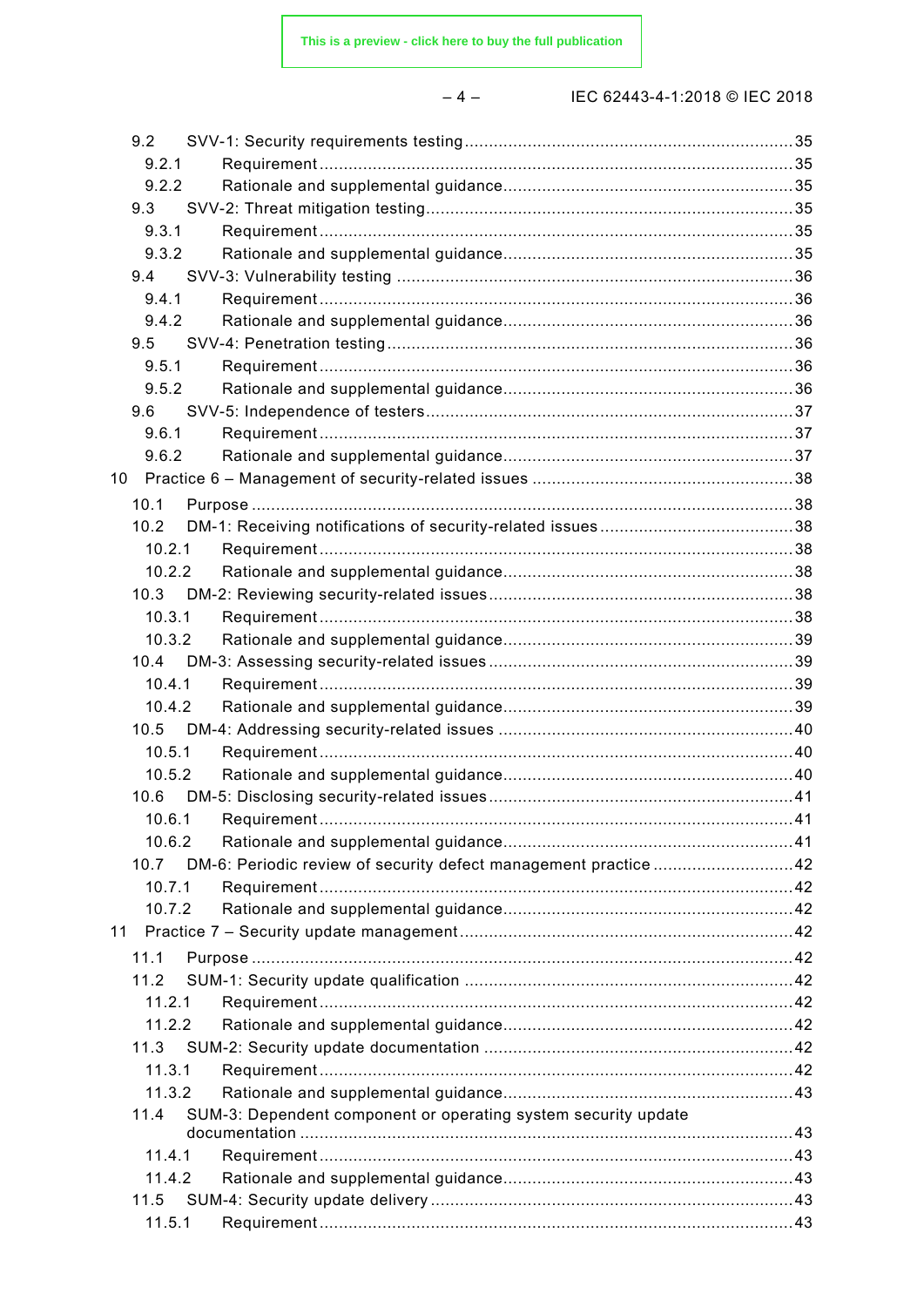9.2 SVV-1: Security requirements testing ....................................................................35
9.2.1 Requirement ..................................................................................................35
9.2.2 Rationale and supplemental guidance............................................................35
9.3 SVV-2: Threat mitigation testing ..........................................................................35
9.3.1 Requirement ..................................................................................................35
9.3.2 Rationale and supplemental guidance............................................................35
9.4 SVV-3: Vulnerability testing .................................................................................36
9.4.1 Requirement ..................................................................................................36
9.4.2 Rationale and supplemental guidance............................................................36
9.5 SVV-4: Penetration testing ...................................................................................36
9.5.1 Requirement ..................................................................................................36
9.5.2 Rationale and supplemental guidance............................................................36
9.6 SVV-5: Independence of testers ..........................................................................37
9.6.1 Requirement ..................................................................................................37
9.6.2 Rationale and supplemental guidance............................................................37

10 Practice 6 – Management of security-related issues .....................................................38
10.1 Purpose ...............................................................................................................38
10.2 DM-1: Receiving notifications of security-related issues .......................................38
10.2.1 Requirement ..................................................................................................38
10.2.2 Rationale and supplemental guidance............................................................38
10.3 DM-2: Reviewing security-related issues ..............................................................38
10.3.1 Requirement ..................................................................................................38
10.3.2 Rationale and supplemental guidance............................................................39
10.4 DM-3: Assessing security-related issues ..............................................................39
10.4.1 Requirement ..................................................................................................39
10.4.2 Rationale and supplemental guidance............................................................39
10.5 DM-4: Addressing security-related issues ............................................................40
10.5.1 Requirement ..................................................................................................40
10.5.2 Rationale and supplemental guidance............................................................40
10.6 DM-5: Disclosing security-related issues ..............................................................41
10.6.1 Requirement ..................................................................................................41
10.6.2 Rationale and supplemental guidance............................................................41
10.7 DM-6: Periodic review of security defect management practice ............................42
10.7.1 Requirement ..................................................................................................42
10.7.2 Rationale and supplemental guidance............................................................42

11 Practice 7 – Security update management....................................................................42
11.1 Purpose ...............................................................................................................42
11.2 SUM-1: Security update qualification ...................................................................42
11.2.1 Requirement ..................................................................................................42
11.2.2 Rationale and supplemental guidance............................................................42
11.3 SUM-2: Security update documentation ...............................................................42
11.3.1 Requirement ..................................................................................................42
11.3.2 Rationale and supplemental guidance............................................................43
11.4 SUM-3: Dependent component or operating system security update documentation ....................................................................................................43
11.4.1 Requirement ..................................................................................................43
11.4.2 Rationale and supplemental guidance............................................................43
11.5 SUM-4: Security update delivery ..........................................................................43
11.5.1 Requirement ..................................................................................................43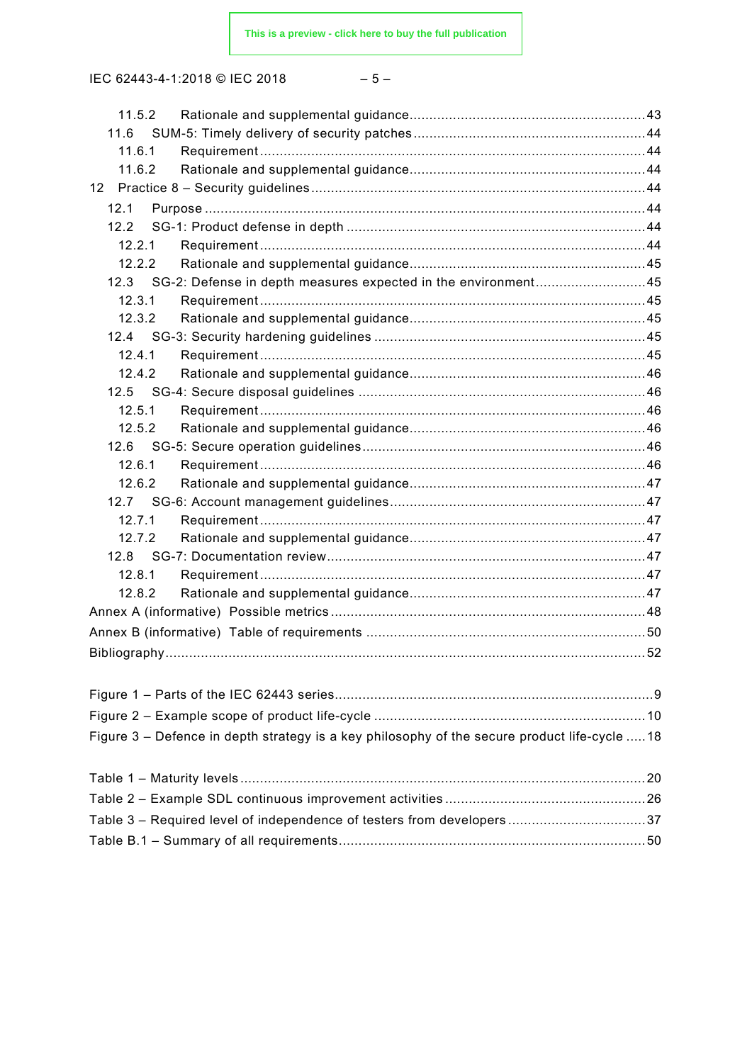11.5.2 Rationale and supplemental guidance ........................................................... 43
11.6 SUM-5: Timely delivery of security patches ........................................................... 44
11.6.1 Requirement ........................................................... 44
11.6.2 Rationale and supplemental guidance ........................................................... 44
12 Practice 8 – Security guidelines ........................................................... 44
12.1 Purpose ........................................................... 44
12.2 SG-1: Product defense in depth ........................................................... 44
12.2.1 Requirement ........................................................... 44
12.2.2 Rationale and supplemental guidance ........................................................... 45
12.3 SG-2: Defense in depth measures expected in the environment ........................................................... 45
12.3.1 Requirement ........................................................... 45
12.3.2 Rationale and supplemental guidance ........................................................... 45
12.4 SG-3: Security hardening guidelines ........................................................... 45
12.4.1 Requirement ........................................................... 45
12.4.2 Rationale and supplemental guidance ........................................................... 46
12.5 SG-4: Secure disposal guidelines ........................................................... 46
12.5.1 Requirement ........................................................... 46
12.5.2 Rationale and supplemental guidance ........................................................... 46
12.6 SG-5: Secure operation guidelines ........................................................... 46
12.6.1 Requirement ........................................................... 46
12.6.2 Rationale and supplemental guidance ........................................................... 47
12.7 SG-6: Account management guidelines ........................................................... 47
12.7.1 Requirement ........................................................... 47
12.7.2 Rationale and supplemental guidance ........................................................... 47
12.8 SG-7: Documentation review ........................................................... 47
12.8.1 Requirement ........................................................... 47
12.8.2 Rationale and supplemental guidance ........................................................... 47
Annex A (informative) Possible metrics ........................................................... 48
Annex B (informative) Table of requirements ........................................................... 50
Bibliography ........................................................... 52

Figure 1 – Parts of the IEC 62443 series ........................................................... 9
Figure 2 – Example scope of product life-cycle ........................................................... 10
Figure 3 – Defence in depth strategy is a key philosophy of the secure product life-cycle ..... 18

Table 1 – Maturity levels ........................................................... 20
Table 2 – Example SDL continuous improvement activities ........................................................... 26
Table 3 – Required level of independence of testers from developers ........................................................... 37
Table B.1 – Summary of all requirements ........................................................... 50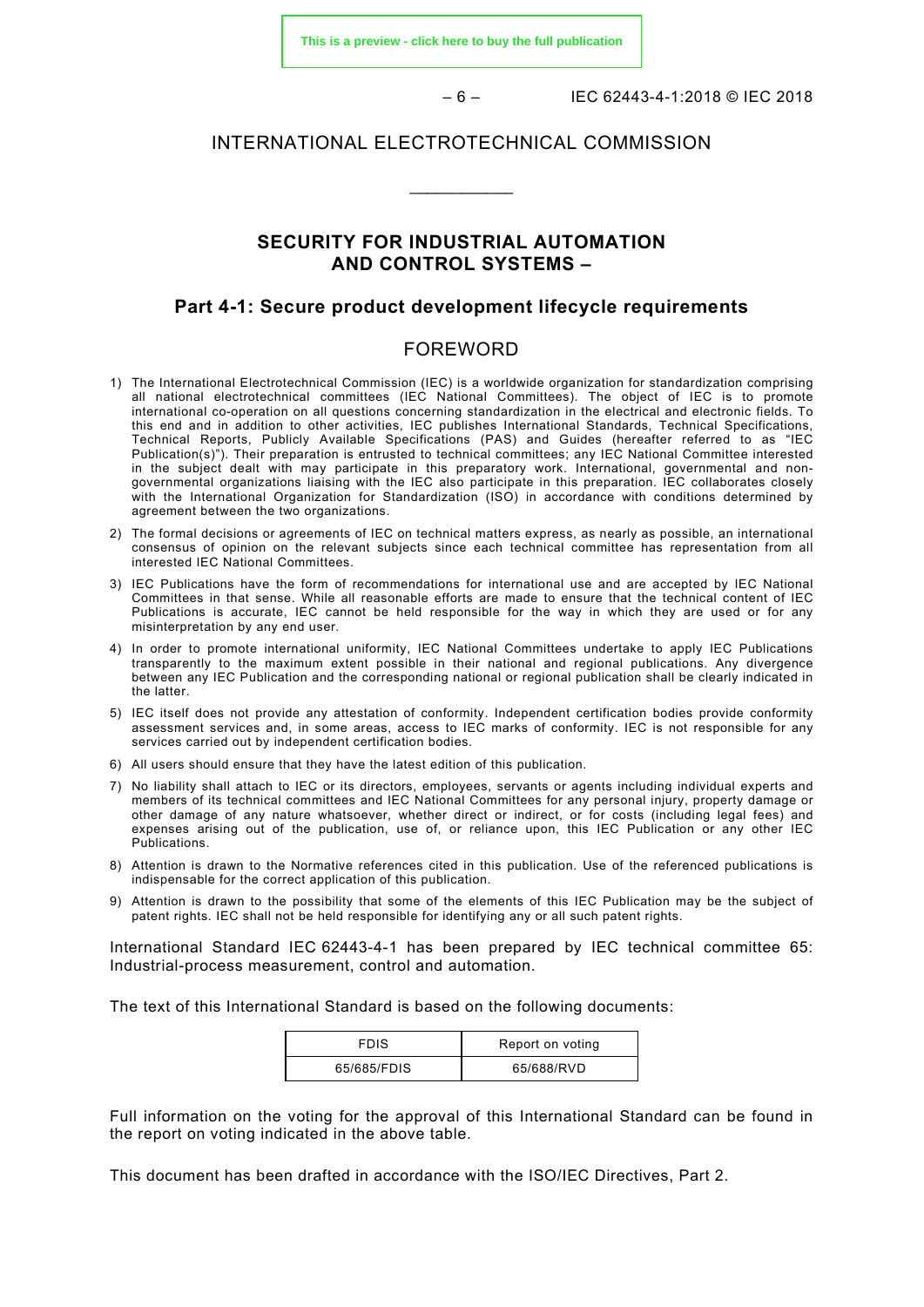# INTERNATIONAL ELECTROTECHNICAL COMMISSION

\_\_\_\_\_\_\_\_\_\_\_\_

## SECURITY FOR INDUSTRIAL AUTOMATION AND CONTROL SYSTEMS –

### Part 4-1: Secure product development lifecycle requirements

## FOREWORD

1) The International Electrotechnical Commission (IEC) is a worldwide organization for standardization comprising all national electrotechnical committees (IEC National Committees). The object of IEC is to promote international co-operation on all questions concerning standardization in the electrical and electronic fields. To this end and in addition to other activities, IEC publishes International Standards, Technical Specifications, Technical Reports, Publicly Available Specifications (PAS) and Guides (hereafter referred to as "IEC Publication(s)"). Their preparation is entrusted to technical committees; any IEC National Committee interested in the subject dealt with may participate in this preparatory work. International, governmental and non-governmental organizations liaising with the IEC also participate in this preparation. IEC collaborates closely with the International Organization for Standardization (ISO) in accordance with conditions determined by agreement between the two organizations.
2) The formal decisions or agreements of IEC on technical matters express, as nearly as possible, an international consensus of opinion on the relevant subjects since each technical committee has representation from all interested IEC National Committees.
3) IEC Publications have the form of recommendations for international use and are accepted by IEC National Committees in that sense. While all reasonable efforts are made to ensure that the technical content of IEC Publications is accurate, IEC cannot be held responsible for the way in which they are used or for any misinterpretation by any end user.
4) In order to promote international uniformity, IEC National Committees undertake to apply IEC Publications transparently to the maximum extent possible in their national and regional publications. Any divergence between any IEC Publication and the corresponding national or regional publication shall be clearly indicated in the latter.
5) IEC itself does not provide any attestation of conformity. Independent certification bodies provide conformity assessment services and, in some areas, access to IEC marks of conformity. IEC is not responsible for any services carried out by independent certification bodies.
6) All users should ensure that they have the latest edition of this publication.
7) No liability shall attach to IEC or its directors, employees, servants or agents including individual experts and members of its technical committees and IEC National Committees for any personal injury, property damage or other damage of any nature whatsoever, whether direct or indirect, or for costs (including legal fees) and expenses arising out of the publication, use of, or reliance upon, this IEC Publication or any other IEC Publications.
8) Attention is drawn to the Normative references cited in this publication. Use of the referenced publications is indispensable for the correct application of this publication.
9) Attention is drawn to the possibility that some of the elements of this IEC Publication may be the subject of patent rights. IEC shall not be held responsible for identifying any or all such patent rights.

International Standard IEC 62443-4-1 has been prepared by IEC technical committee 65: Industrial-process measurement, control and automation.

The text of this International Standard is based on the following documents:

| FDIS | Report on voting |
|---|---|
| 65/685/FDIS | 65/688/RVD |

Full information on the voting for the approval of this International Standard can be found in the report on voting indicated in the above table.

This document has been drafted in accordance with the ISO/IEC Directives, Part 2.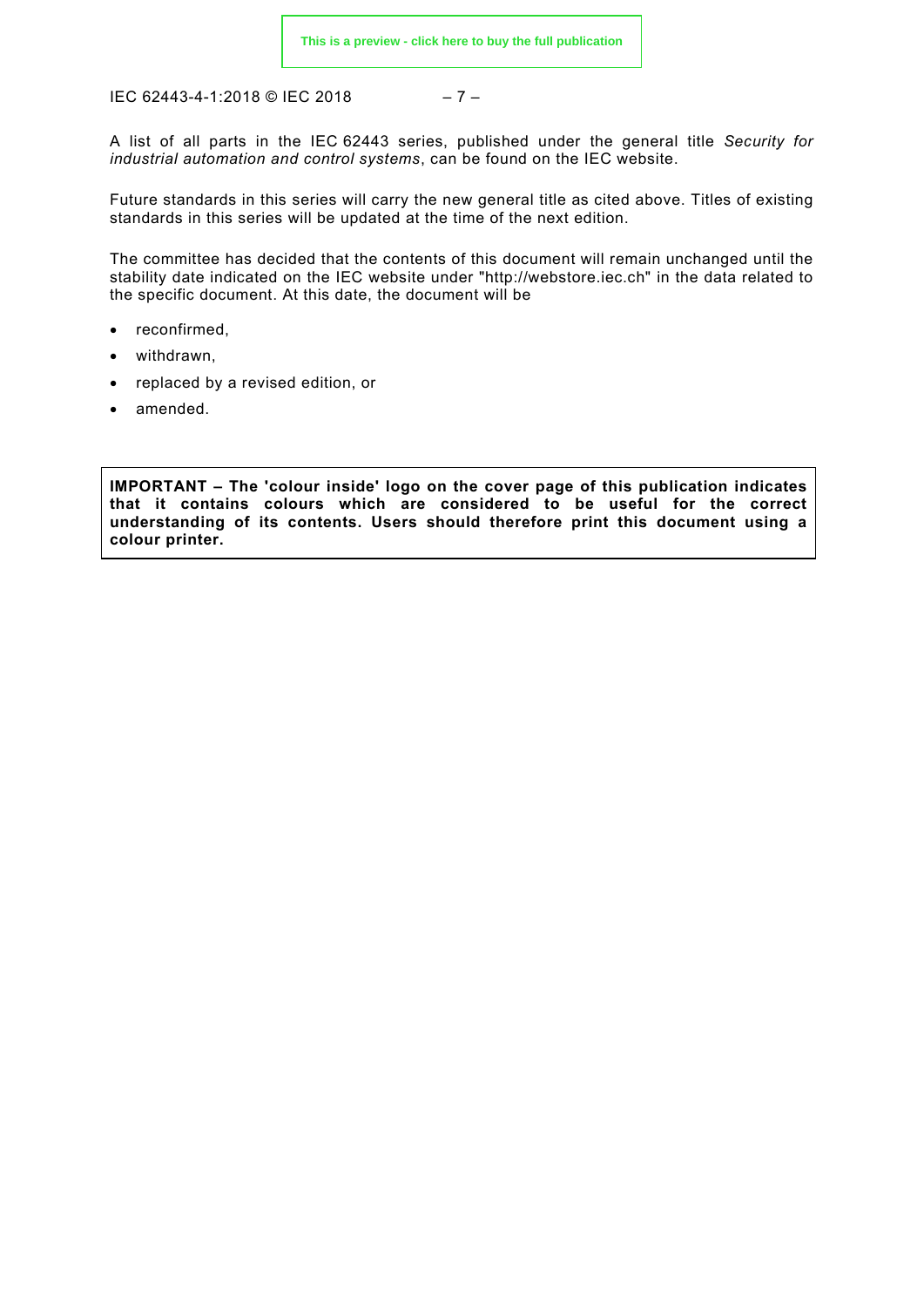A list of all parts in the IEC 62443 series, published under the general title *Security for industrial automation and control systems*, can be found on the IEC website.

Future standards in this series will carry the new general title as cited above. Titles of existing standards in this series will be updated at the time of the next edition.

The committee has decided that the contents of this document will remain unchanged until the stability date indicated on the IEC website under "http://webstore.iec.ch" in the data related to the specific document. At this date, the document will be

- reconfirmed,
- withdrawn,
- replaced by a revised edition, or
- amended.

**IMPORTANT – The 'colour inside' logo on the cover page of this publication indicates that it contains colours which are considered to be useful for the correct understanding of its contents. Users should therefore print this document using a colour printer.**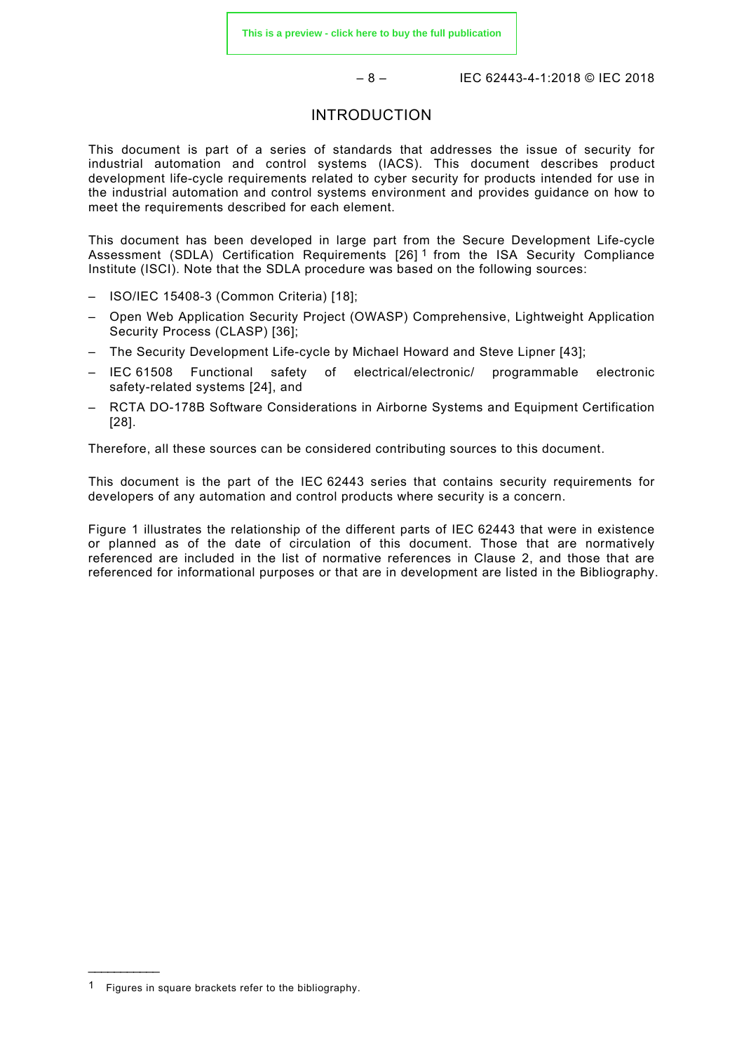# INTRODUCTION

This document is part of a series of standards that addresses the issue of security for industrial automation and control systems (IACS). This document describes product development life-cycle requirements related to cyber security for products intended for use in the industrial automation and control systems environment and provides guidance on how to meet the requirements described for each element.

This document has been developed in large part from the Secure Development Life-cycle Assessment (SDLA) Certification Requirements [26] [1] from the ISA Security Compliance Institute (ISCI). Note that the SDLA procedure was based on the following sources:

- ISO/IEC 15408-3 (Common Criteria) [18];
- Open Web Application Security Project (OWASP) Comprehensive, Lightweight Application Security Process (CLASP) [36];
- The Security Development Life-cycle by Michael Howard and Steve Lipner [43];
- IEC 61508 Functional safety of electrical/electronic/ programmable electronic safety-related systems [24], and
- RCTA DO-178B Software Considerations in Airborne Systems and Equipment Certification [28].

Therefore, all these sources can be considered contributing sources to this document.

This document is the part of the IEC 62443 series that contains security requirements for developers of any automation and control products where security is a concern.

Figure 1 illustrates the relationship of the different parts of IEC 62443 that were in existence or planned as of the date of circulation of this document. Those that are normatively referenced are included in the list of normative references in Clause 2, and those that are referenced for informational purposes or that are in development are listed in the Bibliography.

---

[1] Figures in square brackets refer to the bibliography.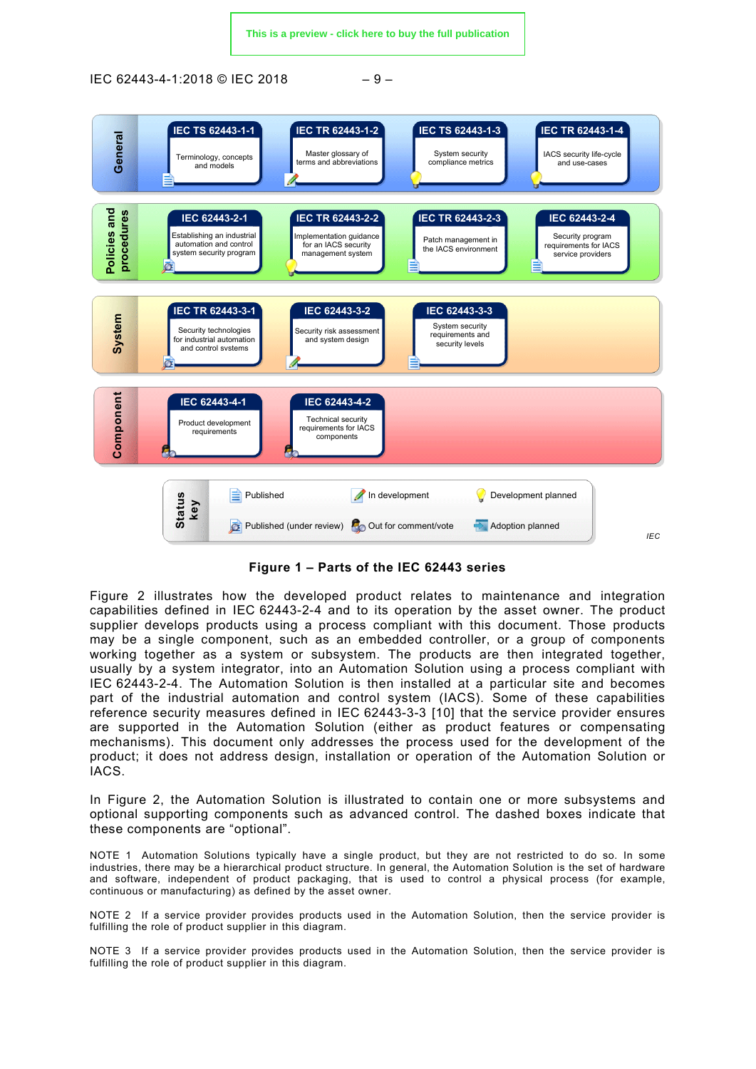This is a preview - click here to buy the full publication

**General**

- IEC TS 62443-1-1 — Terminology, concepts and models
- IEC TR 62443-1-2 — Master glossary of terms and abbreviations
- IEC TS 62443-1-3 — System security compliance metrics
- IEC TR 62443-1-4 — IACS security life-cycle and use-cases

**Policies and procedures**

- IEC 62443-2-1 — Establishing an industrial automation and control system security program
- IEC TR 62443-2-2 — Implementation guidance for an IACS security management system
- IEC TR 62443-2-3 — Patch management in the IACS environment
- IEC 62443-2-4 — Security program requirements for IACS service providers

**System**

- IEC TR 62443-3-1 — Security technologies for industrial automation and control systems
- IEC 62443-3-2 — Security risk assessment and system design
- IEC 62443-3-3 — System security requirements and security levels

**Component**

- IEC 62443-4-1 — Product development requirements
- IEC 62443-4-2 — Technical security requirements for IACS components

**Status key**: Published; In development; Development planned; Published (under review); Out for comment/vote; Adoption planned

IEC

**Figure 1 – Parts of the IEC 62443 series**

Figure 2 illustrates how the developed product relates to maintenance and integration capabilities defined in IEC 62443-2-4 and to its operation by the asset owner. The product supplier develops products using a process compliant with this document. Those products may be a single component, such as an embedded controller, or a group of components working together as a system or subsystem. The products are then integrated together, usually by a system integrator, into an Automation Solution using a process compliant with IEC 62443-2-4. The Automation Solution is then installed at a particular site and becomes part of the industrial automation and control system (IACS). Some of these capabilities reference security measures defined in IEC 62443-3-3 [10] that the service provider ensures are supported in the Automation Solution (either as product features or compensating mechanisms). This document only addresses the process used for the development of the product; it does not address design, installation or operation of the Automation Solution or IACS.

In Figure 2, the Automation Solution is illustrated to contain one or more subsystems and optional supporting components such as advanced control. The dashed boxes indicate that these components are "optional".

NOTE 1 Automation Solutions typically have a single product, but they are not restricted to do so. In some industries, there may be a hierarchical product structure. In general, the Automation Solution is the set of hardware and software, independent of product packaging, that is used to control a physical process (for example, continuous or manufacturing) as defined by the asset owner.

NOTE 2 If a service provider provides products used in the Automation Solution, then the service provider is fulfilling the role of product supplier in this diagram.

NOTE 3 If a service provider provides products used in the Automation Solution, then the service provider is fulfilling the role of product supplier in this diagram.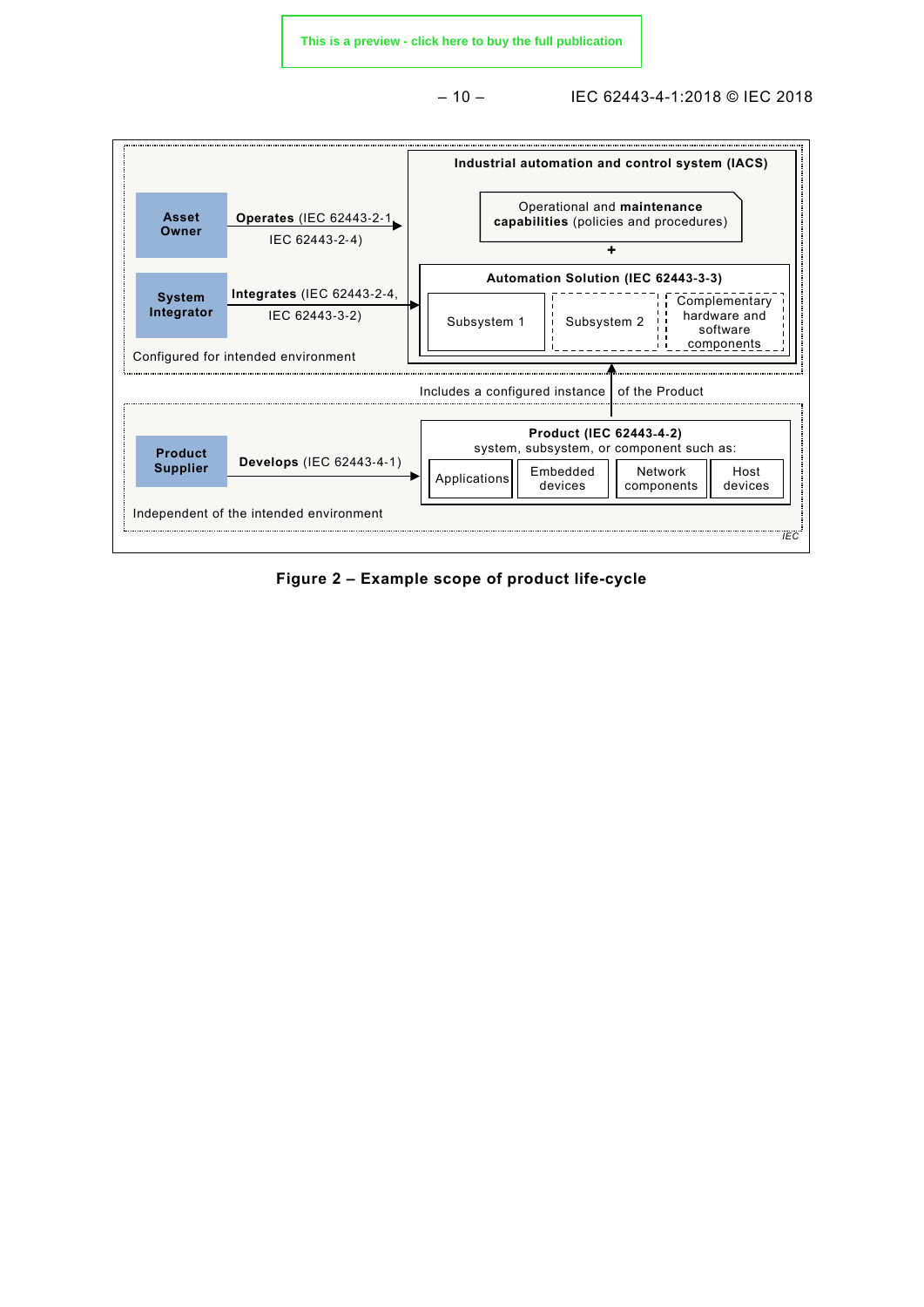Asset Owner — **Operates** (IEC 62443-2-1, IEC 62443-2-4)

System Integrator — **Integrates** (IEC 62443-2-4, IEC 62443-3-2)

Configured for intended environment

**Industrial automation and control system (IACS)**

Operational and **maintenance capabilities** (policies and procedures)

+

**Automation Solution (IEC 62443-3-3)**

Subsystem 1 | Subsystem 2 | Complementary hardware and software components

Includes a configured instance of the Product

Product Supplier — **Develops** (IEC 62443-4-1)

**Product (IEC 62443-4-2)**
system, subsystem, or component such as:

Applications | Embedded devices | Network components | Host devices

Independent of the intended environment

IEC

**Figure 2 – Example scope of product life-cycle**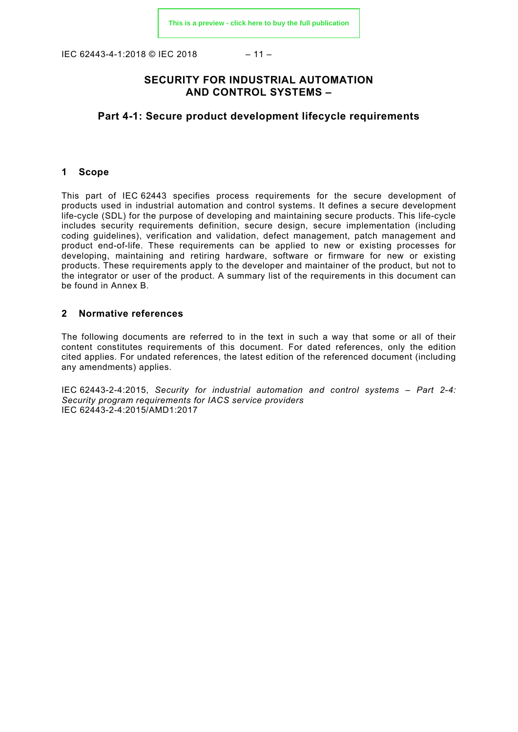# SECURITY FOR INDUSTRIAL AUTOMATION AND CONTROL SYSTEMS –

## Part 4-1: Secure product development lifecycle requirements

## 1 Scope

This part of IEC 62443 specifies process requirements for the secure development of products used in industrial automation and control systems. It defines a secure development life-cycle (SDL) for the purpose of developing and maintaining secure products. This life-cycle includes security requirements definition, secure design, secure implementation (including coding guidelines), verification and validation, defect management, patch management and product end-of-life. These requirements can be applied to new or existing processes for developing, maintaining and retiring hardware, software or firmware for new or existing products. These requirements apply to the developer and maintainer of the product, but not to the integrator or user of the product. A summary list of the requirements in this document can be found in Annex B.

## 2 Normative references

The following documents are referred to in the text in such a way that some or all of their content constitutes requirements of this document. For dated references, only the edition cited applies. For undated references, the latest edition of the referenced document (including any amendments) applies.

IEC 62443-2-4:2015, *Security for industrial automation and control systems – Part 2-4: Security program requirements for IACS service providers*
IEC 62443-2-4:2015/AMD1:2017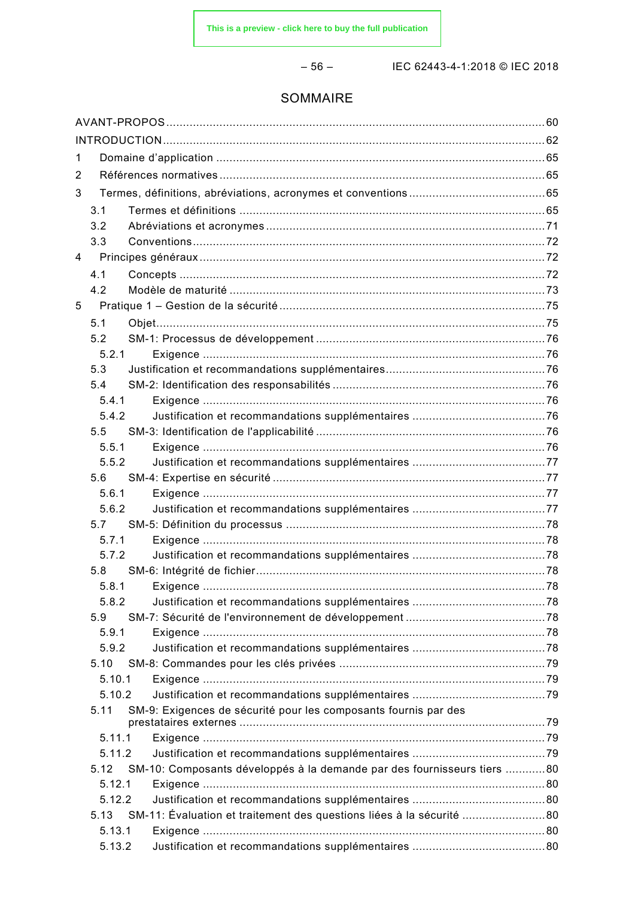# SOMMAIRE

AVANT-PROPOS ........................................................................................................... 60
INTRODUCTION ........................................................................................................... 62
1 Domaine d'application ................................................................................................ 65
2 Références normatives ............................................................................................... 65
3 Termes, définitions, abréviations, acronymes et conventions ....................................... 65
  3.1 Termes et définitions ............................................................................................. 65
  3.2 Abréviations et acronymes ..................................................................................... 71
  3.3 Conventions .......................................................................................................... 72
4 Principes généraux ...................................................................................................... 72
  4.1 Concepts ............................................................................................................... 72
  4.2 Modèle de maturité ................................................................................................ 73
5 Pratique 1 – Gestion de la sécurité ............................................................................... 75
  5.1 Objet ..................................................................................................................... 75
  5.2 SM-1: Processus de développement ..................................................................... 76
    5.2.1 Exigence ........................................................................................................... 76
  5.3 Justification et recommandations supplémentaires ................................................ 76
  5.4 SM-2: Identification des responsabilités ................................................................ 76
    5.4.1 Exigence ........................................................................................................... 76
    5.4.2 Justification et recommandations supplémentaires ........................................... 76
  5.5 SM-3: Identification de l'applicabilité ..................................................................... 76
    5.5.1 Exigence ........................................................................................................... 76
    5.5.2 Justification et recommandations supplémentaires ........................................... 77
  5.6 SM-4: Expertise en sécurité ................................................................................... 77
    5.6.1 Exigence ........................................................................................................... 77
    5.6.2 Justification et recommandations supplémentaires ........................................... 77
  5.7 SM-5: Définition du processus ............................................................................... 78
    5.7.1 Exigence ........................................................................................................... 78
    5.7.2 Justification et recommandations supplémentaires ........................................... 78
  5.8 SM-6: Intégrité de fichier ....................................................................................... 78
    5.8.1 Exigence ........................................................................................................... 78
    5.8.2 Justification et recommandations supplémentaires ........................................... 78
  5.9 SM-7: Sécurité de l'environnement de développement ........................................... 78
    5.9.1 Exigence ........................................................................................................... 78
    5.9.2 Justification et recommandations supplémentaires ........................................... 78
  5.10 SM-8: Commandes pour les clés privées .............................................................. 79
    5.10.1 Exigence ......................................................................................................... 79
    5.10.2 Justification et recommandations supplémentaires ......................................... 79
  5.11 SM-9: Exigences de sécurité pour les composants fournis par des prestataires externes ........................................................................................................................ 79
    5.11.1 Exigence ......................................................................................................... 79
    5.11.2 Justification et recommandations supplémentaires ......................................... 79
  5.12 SM-10: Composants développés à la demande par des fournisseurs tiers ............ 80
    5.12.1 Exigence ......................................................................................................... 80
    5.12.2 Justification et recommandations supplémentaires ......................................... 80
  5.13 SM-11: Évaluation et traitement des questions liées à la sécurité ......................... 80
    5.13.1 Exigence ......................................................................................................... 80
    5.13.2 Justification et recommandations supplémentaires ......................................... 80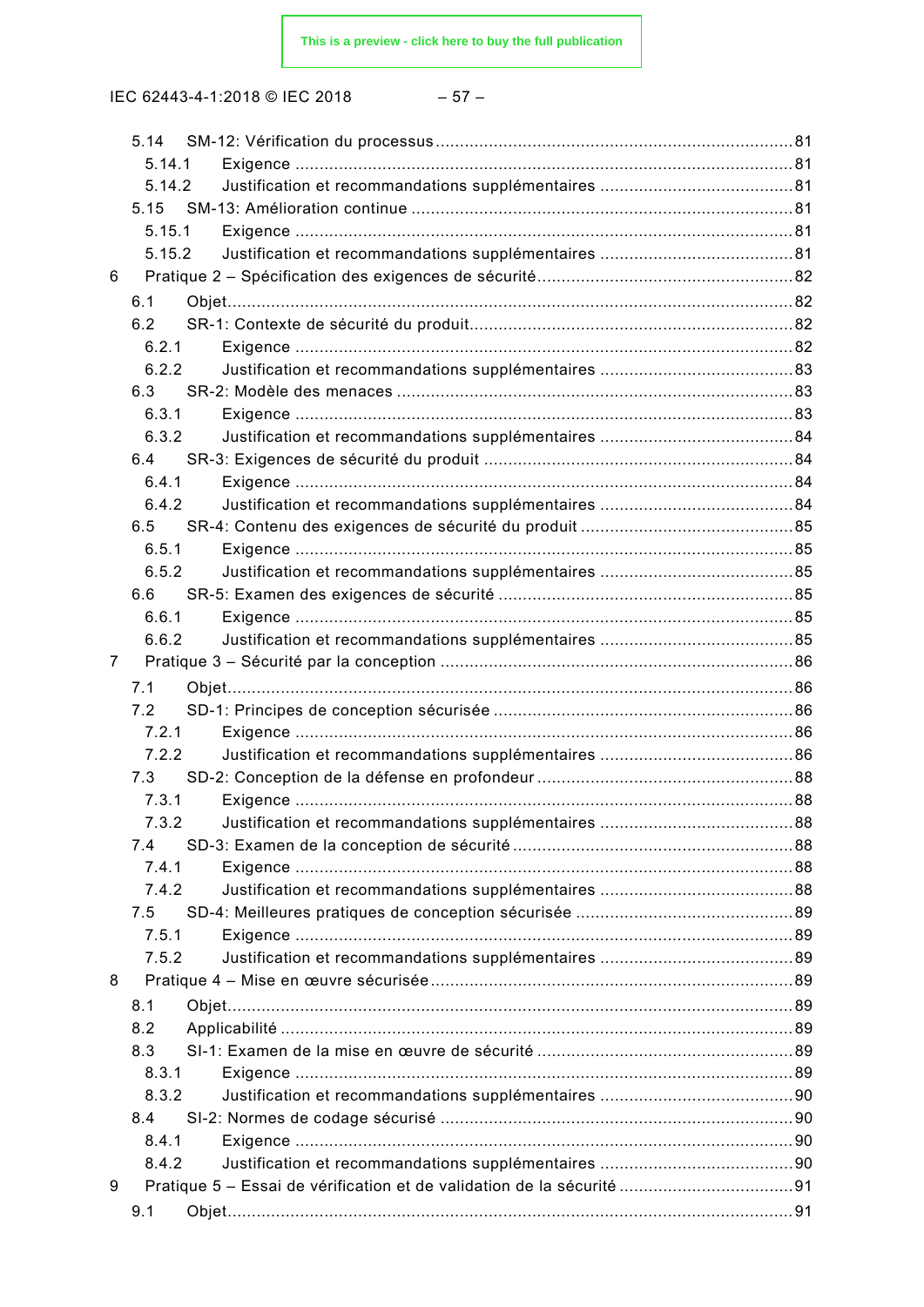5.14 SM-12: Vérification du processus ....... 81
  5.14.1 Exigence ....... 81
  5.14.2 Justification et recommandations supplémentaires ....... 81
5.15 SM-13: Amélioration continue ....... 81
  5.15.1 Exigence ....... 81
  5.15.2 Justification et recommandations supplémentaires ....... 81
6 Pratique 2 – Spécification des exigences de sécurité ....... 82
  6.1 Objet ....... 82
  6.2 SR-1: Contexte de sécurité du produit ....... 82
    6.2.1 Exigence ....... 82
    6.2.2 Justification et recommandations supplémentaires ....... 83
  6.3 SR-2: Modèle des menaces ....... 83
    6.3.1 Exigence ....... 83
    6.3.2 Justification et recommandations supplémentaires ....... 84
  6.4 SR-3: Exigences de sécurité du produit ....... 84
    6.4.1 Exigence ....... 84
    6.4.2 Justification et recommandations supplémentaires ....... 84
  6.5 SR-4: Contenu des exigences de sécurité du produit ....... 85
    6.5.1 Exigence ....... 85
    6.5.2 Justification et recommandations supplémentaires ....... 85
  6.6 SR-5: Examen des exigences de sécurité ....... 85
    6.6.1 Exigence ....... 85
    6.6.2 Justification et recommandations supplémentaires ....... 85
7 Pratique 3 – Sécurité par la conception ....... 86
  7.1 Objet ....... 86
  7.2 SD-1: Principes de conception sécurisée ....... 86
    7.2.1 Exigence ....... 86
    7.2.2 Justification et recommandations supplémentaires ....... 86
  7.3 SD-2: Conception de la défense en profondeur ....... 88
    7.3.1 Exigence ....... 88
    7.3.2 Justification et recommandations supplémentaires ....... 88
  7.4 SD-3: Examen de la conception de sécurité ....... 88
    7.4.1 Exigence ....... 88
    7.4.2 Justification et recommandations supplémentaires ....... 88
  7.5 SD-4: Meilleures pratiques de conception sécurisée ....... 89
    7.5.1 Exigence ....... 89
    7.5.2 Justification et recommandations supplémentaires ....... 89
8 Pratique 4 – Mise en œuvre sécurisée ....... 89
  8.1 Objet ....... 89
  8.2 Applicabilité ....... 89
  8.3 SI-1: Examen de la mise en œuvre de sécurité ....... 89
    8.3.1 Exigence ....... 89
    8.3.2 Justification et recommandations supplémentaires ....... 90
  8.4 SI-2: Normes de codage sécurisé ....... 90
    8.4.1 Exigence ....... 90
    8.4.2 Justification et recommandations supplémentaires ....... 90
9 Pratique 5 – Essai de vérification et de validation de la sécurité ....... 91
  9.1 Objet ....... 91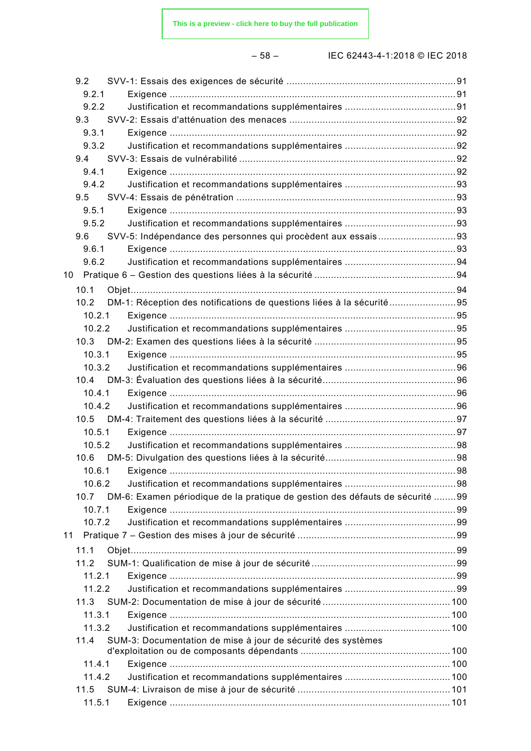9.2 SVV-1: Essais des exigences de sécurité ....................................................................... 91
9.2.1 Exigence ....................................................................................................... 91
9.2.2 Justification et recommandations supplémentaires ........................................ 91
9.3 SVV-2: Essais d'atténuation des menaces ......................................................... 92
9.3.1 Exigence ....................................................................................................... 92
9.3.2 Justification et recommandations supplémentaires ........................................ 92
9.4 SVV-3: Essais de vulnérabilité ........................................................................... 92
9.4.1 Exigence ....................................................................................................... 92
9.4.2 Justification et recommandations supplémentaires ........................................ 93
9.5 SVV-4: Essais de pénétration ............................................................................ 93
9.5.1 Exigence ....................................................................................................... 93
9.5.2 Justification et recommandations supplémentaires ........................................ 93
9.6 SVV-5: Indépendance des personnes qui procèdent aux essais ........................... 93
9.6.1 Exigence ....................................................................................................... 93
9.6.2 Justification et recommandations supplémentaires ........................................ 94
10 Pratique 6 – Gestion des questions liées à la sécurité ............................................... 94
10.1 Objet.................................................................................................................. 94
10.2 DM-1: Réception des notifications de questions liées à la sécurité ........................ 95
10.2.1 Exigence ....................................................................................................... 95
10.2.2 Justification et recommandations supplémentaires ........................................ 95
10.3 DM-2: Examen des questions liées à la sécurité ................................................... 95
10.3.1 Exigence ....................................................................................................... 95
10.3.2 Justification et recommandations supplémentaires ........................................ 96
10.4 DM-3: Évaluation des questions liées à la sécurité ................................................ 96
10.4.1 Exigence ....................................................................................................... 96
10.4.2 Justification et recommandations supplémentaires ........................................ 96
10.5 DM-4: Traitement des questions liées à la sécurité ............................................... 97
10.5.1 Exigence ....................................................................................................... 97
10.5.2 Justification et recommandations supplémentaires ........................................ 98
10.6 DM-5: Divulgation des questions liées à la sécurité ............................................... 98
10.6.1 Exigence ....................................................................................................... 98
10.6.2 Justification et recommandations supplémentaires ........................................ 98
10.7 DM-6: Examen périodique de la pratique de gestion des défauts de sécurité ........ 99
10.7.1 Exigence ....................................................................................................... 99
10.7.2 Justification et recommandations supplémentaires ........................................ 99
11 Pratique 7 – Gestion des mises à jour de sécurité ..................................................... 99
11.1 Objet.................................................................................................................. 99
11.2 SUM-1: Qualification de mise à jour de sécurité .................................................... 99
11.2.1 Exigence ....................................................................................................... 99
11.2.2 Justification et recommandations supplémentaires ........................................ 99
11.3 SUM-2: Documentation de mise à jour de sécurité ................................................ 100
11.3.1 Exigence ....................................................................................................... 100
11.3.2 Justification et recommandations supplémentaires ........................................ 100
11.4 SUM-3: Documentation de mise à jour de sécurité des systèmes d'exploitation ou de composants dépendants ..................................................... 100
11.4.1 Exigence ....................................................................................................... 100
11.4.2 Justification et recommandations supplémentaires ........................................ 100
11.5 SUM-4: Livraison de mise à jour de sécurité ........................................................ 101
11.5.1 Exigence ....................................................................................................... 101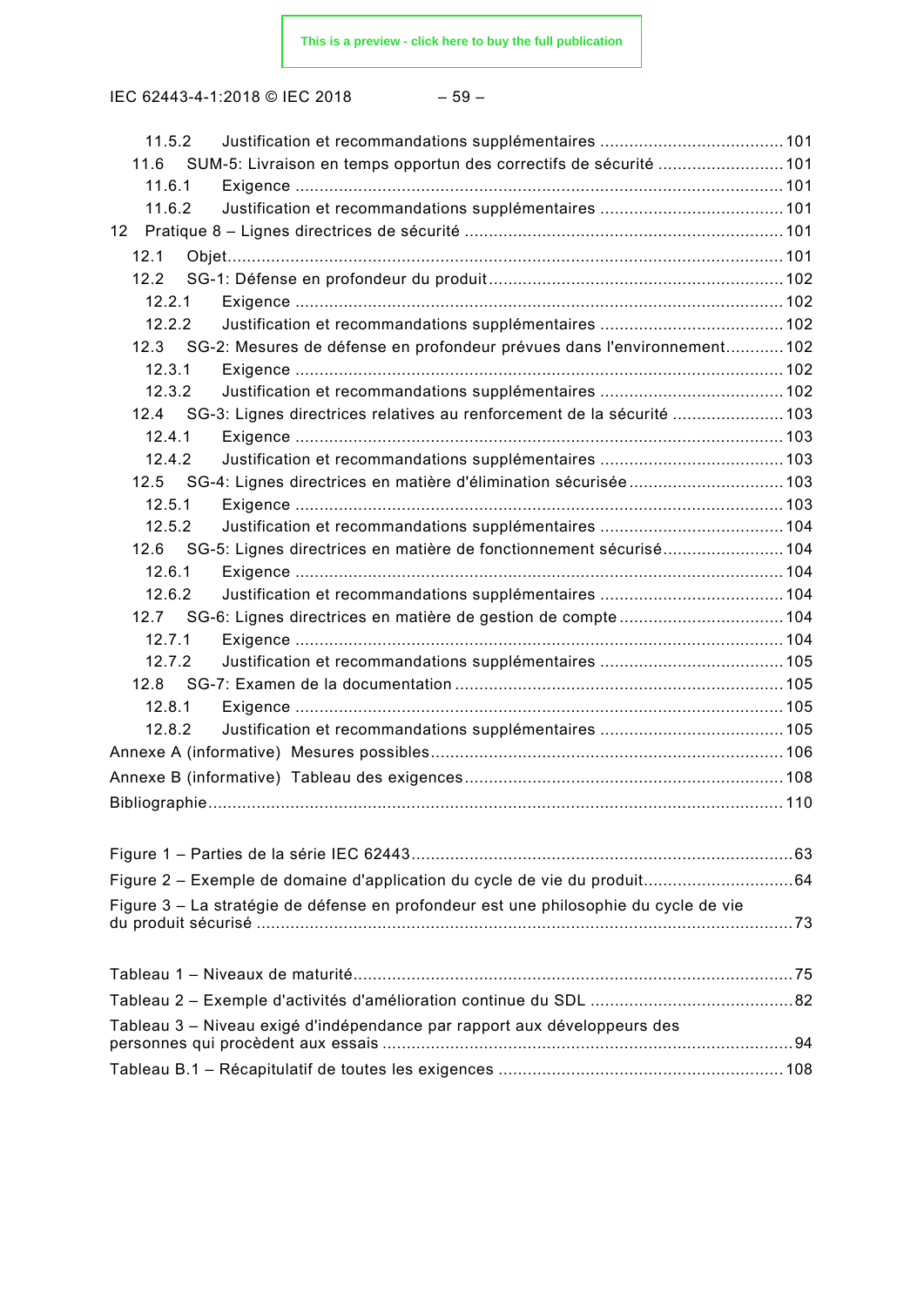11.5.2 Justification et recommandations supplémentaires ..................................... 101
11.6 SUM-5: Livraison en temps opportun des correctifs de sécurité .......................... 101
11.6.1 Exigence .................................................................................................... 101
11.6.2 Justification et recommandations supplémentaires ..................................... 101
12 Pratique 8 – Lignes directrices de sécurité .................................................................. 101
12.1 Objet................................................................................................................. 101
12.2 SG-1: Défense en profondeur du produit ............................................................ 102
12.2.1 Exigence .................................................................................................... 102
12.2.2 Justification et recommandations supplémentaires ..................................... 102
12.3 SG-2: Mesures de défense en profondeur prévues dans l'environnement............ 102
12.3.1 Exigence .................................................................................................... 102
12.3.2 Justification et recommandations supplémentaires ..................................... 102
12.4 SG-3: Lignes directrices relatives au renforcement de la sécurité ....................... 103
12.4.1 Exigence .................................................................................................... 103
12.4.2 Justification et recommandations supplémentaires ..................................... 103
12.5 SG-4: Lignes directrices en matière d'élimination sécurisée ................................ 103
12.5.1 Exigence .................................................................................................... 103
12.5.2 Justification et recommandations supplémentaires ..................................... 104
12.6 SG-5: Lignes directrices en matière de fonctionnement sécurisé......................... 104
12.6.1 Exigence .................................................................................................... 104
12.6.2 Justification et recommandations supplémentaires ..................................... 104
12.7 SG-6: Lignes directrices en matière de gestion de compte .................................. 104
12.7.1 Exigence .................................................................................................... 104
12.7.2 Justification et recommandations supplémentaires ..................................... 105
12.8 SG-7: Examen de la documentation ................................................................... 105
12.8.1 Exigence .................................................................................................... 105
12.8.2 Justification et recommandations supplémentaires ..................................... 105
Annexe A (informative) Mesures possibles ........................................................................ 106
Annexe B (informative) Tableau des exigences ................................................................. 108
Bibliographie...................................................................................................................... 110

Figure 1 – Parties de la série IEC 62443 ............................................................................. 63
Figure 2 – Exemple de domaine d'application du cycle de vie du produit.............................. 64
Figure 3 – La stratégie de défense en profondeur est une philosophie du cycle de vie du produit sécurisé ............................................................................................................. 73

Tableau 1 – Niveaux de maturité ......................................................................................... 75
Tableau 2 – Exemple d'activités d'amélioration continue du SDL ......................................... 82
Tableau 3 – Niveau exigé d'indépendance par rapport aux développeurs des personnes qui procèdent aux essais .................................................................................... 94
Tableau B.1 – Récapitulatif de toutes les exigences .......................................................... 108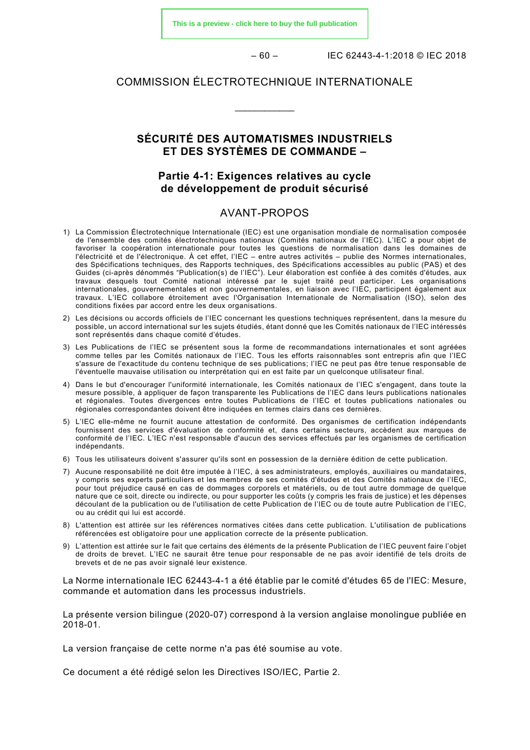COMMISSION ÉLECTROTECHNIQUE INTERNATIONALE

\_\_\_\_\_\_\_\_\_\_\_\_

# SÉCURITÉ DES AUTOMATISMES INDUSTRIELS ET DES SYSTÈMES DE COMMANDE –

## Partie 4-1: Exigences relatives au cycle de développement de produit sécurisé

## AVANT-PROPOS

1) La Commission Électrotechnique Internationale (IEC) est une organisation mondiale de normalisation composée de l'ensemble des comités électrotechniques nationaux (Comités nationaux de l'IEC). L'IEC a pour objet de favoriser la coopération internationale pour toutes les questions de normalisation dans les domaines de l'électricité et de l'électronique. À cet effet, l'IEC – entre autres activités – publie des Normes internationales, des Spécifications techniques, des Rapports techniques, des Spécifications accessibles au public (PAS) et des Guides (ci-après dénommés "Publication(s) de l'IEC"). Leur élaboration est confiée à des comités d'études, aux travaux desquels tout Comité national intéressé par le sujet traité peut participer. Les organisations internationales, gouvernementales et non gouvernementales, en liaison avec l'IEC, participent également aux travaux. L'IEC collabore étroitement avec l'Organisation Internationale de Normalisation (ISO), selon des conditions fixées par accord entre les deux organisations.
2) Les décisions ou accords officiels de l'IEC concernant les questions techniques représentent, dans la mesure du possible, un accord international sur les sujets étudiés, étant donné que les Comités nationaux de l'IEC intéressés sont représentés dans chaque comité d'études.
3) Les Publications de l'IEC se présentent sous la forme de recommandations internationales et sont agréées comme telles par les Comités nationaux de l'IEC. Tous les efforts raisonnables sont entrepris afin que l'IEC s'assure de l'exactitude du contenu technique de ses publications; l'IEC ne peut pas être tenue responsable de l'éventuelle mauvaise utilisation ou interprétation qui en est faite par un quelconque utilisateur final.
4) Dans le but d'encourager l'uniformité internationale, les Comités nationaux de l'IEC s'engagent, dans toute la mesure possible, à appliquer de façon transparente les Publications de l'IEC dans leurs publications nationales et régionales. Toutes divergences entre toutes Publications de l'IEC et toutes publications nationales ou régionales correspondantes doivent être indiquées en termes clairs dans ces dernières.
5) L'IEC elle-même ne fournit aucune attestation de conformité. Des organismes de certification indépendants fournissent des services d'évaluation de conformité et, dans certains secteurs, accèdent aux marques de conformité de l'IEC. L'IEC n'est responsable d'aucun des services effectués par les organismes de certification indépendants.
6) Tous les utilisateurs doivent s'assurer qu'ils sont en possession de la dernière édition de cette publication.
7) Aucune responsabilité ne doit être imputée à l'IEC, à ses administrateurs, employés, auxiliaires ou mandataires, y compris ses experts particuliers et les membres de ses comités d'études et des Comités nationaux de l'IEC, pour tout préjudice causé en cas de dommages corporels et matériels, ou de tout autre dommage de quelque nature que ce soit, directe ou indirecte, ou pour supporter les coûts (y compris les frais de justice) et les dépenses découlant de la publication ou de l'utilisation de cette Publication de l'IEC ou de toute autre Publication de l'IEC, ou au crédit qui lui est accordé.
8) L'attention est attirée sur les références normatives citées dans cette publication. L'utilisation de publications référencées est obligatoire pour une application correcte de la présente publication.
9) L'attention est attirée sur le fait que certains des éléments de la présente Publication de l'IEC peuvent faire l'objet de droits de brevet. L'IEC ne saurait être tenue pour responsable de ne pas avoir identifié de tels droits de brevets et de ne pas avoir signalé leur existence.

La Norme internationale IEC 62443-4-1 a été établie par le comité d'études 65 de l'IEC: Mesure, commande et automation dans les processus industriels.

La présente version bilingue (2020-07) correspond à la version anglaise monolingue publiée en 2018-01.

La version française de cette norme n'a pas été soumise au vote.

Ce document a été rédigé selon les Directives ISO/IEC, Partie 2.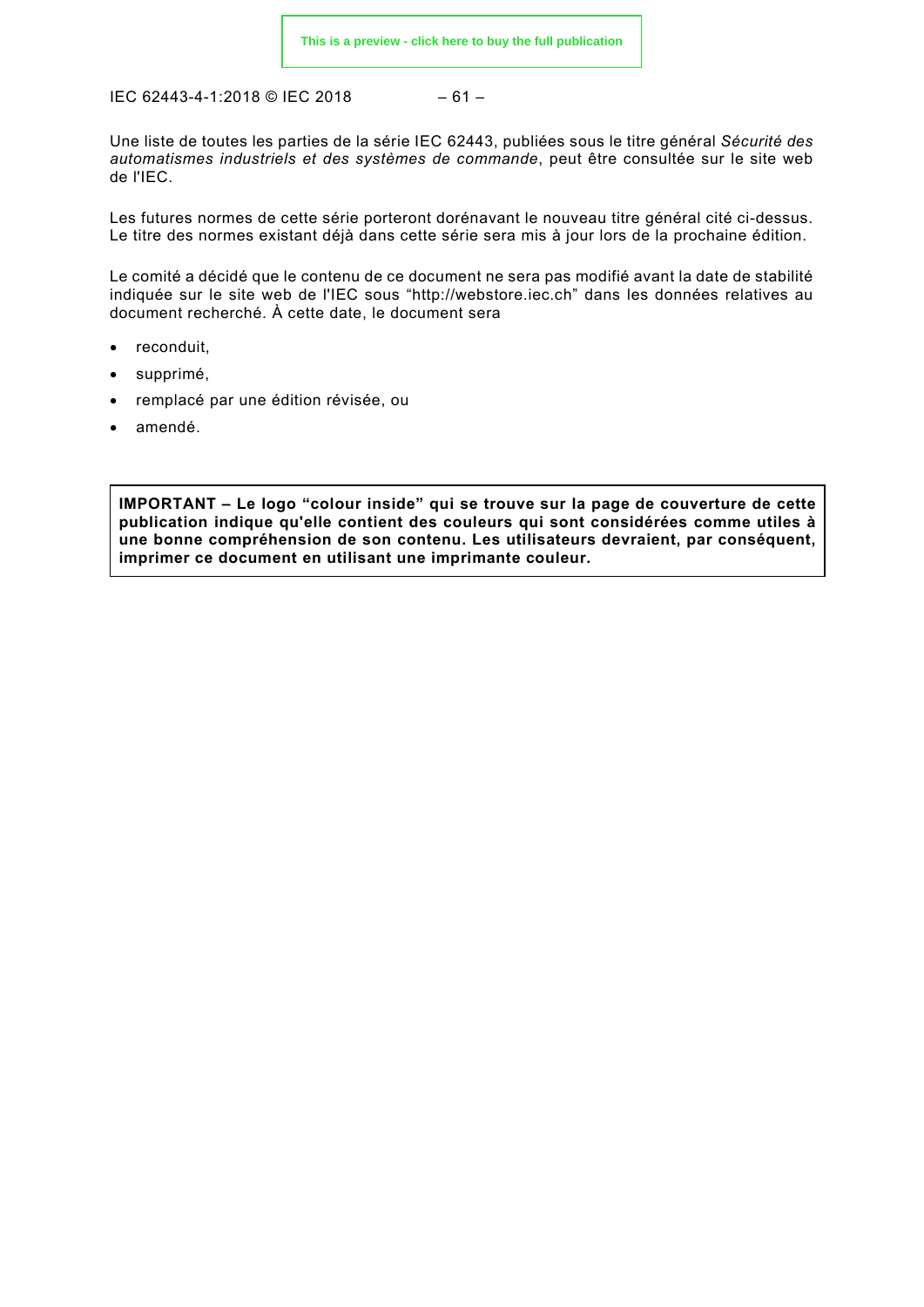Une liste de toutes les parties de la série IEC 62443, publiées sous le titre général *Sécurité des automatismes industriels et des systèmes de commande*, peut être consultée sur le site web de l'IEC.

Les futures normes de cette série porteront dorénavant le nouveau titre général cité ci-dessus. Le titre des normes existant déjà dans cette série sera mis à jour lors de la prochaine édition.

Le comité a décidé que le contenu de ce document ne sera pas modifié avant la date de stabilité indiquée sur le site web de l'IEC sous "http://webstore.iec.ch" dans les données relatives au document recherché. À cette date, le document sera

- reconduit,
- supprimé,
- remplacé par une édition révisée, ou
- amendé.

**IMPORTANT – Le logo "colour inside" qui se trouve sur la page de couverture de cette publication indique qu'elle contient des couleurs qui sont considérées comme utiles à une bonne compréhension de son contenu. Les utilisateurs devraient, par conséquent, imprimer ce document en utilisant une imprimante couleur.**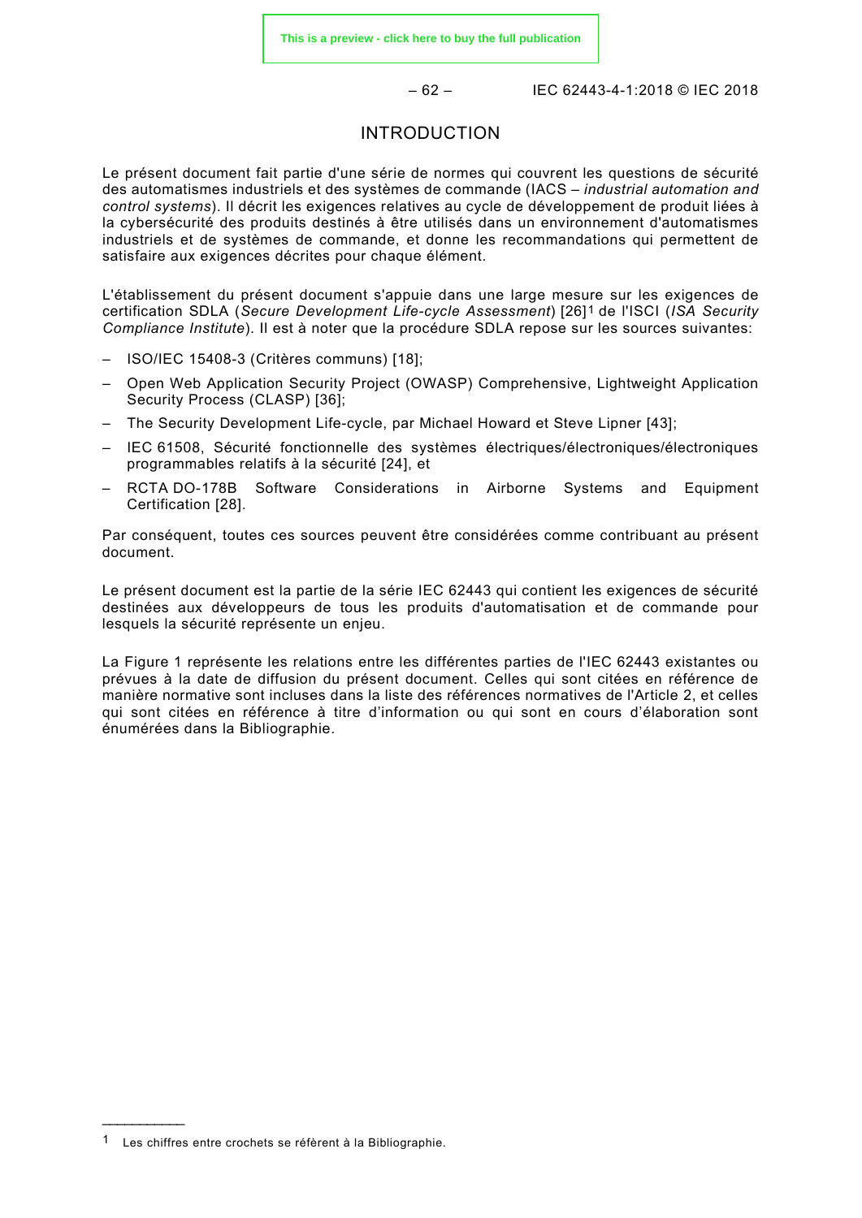# INTRODUCTION

Le présent document fait partie d'une série de normes qui couvrent les questions de sécurité des automatismes industriels et des systèmes de commande (IACS – *industrial automation and control systems*). Il décrit les exigences relatives au cycle de développement de produit liées à la cybersécurité des produits destinés à être utilisés dans un environnement d'automatismes industriels et de systèmes de commande, et donne les recommandations qui permettent de satisfaire aux exigences décrites pour chaque élément.

L'établissement du présent document s'appuie dans une large mesure sur les exigences de certification SDLA (*Secure Development Life-cycle Assessment*) [26][1] de l'ISCI (*ISA Security Compliance Institute*). Il est à noter que la procédure SDLA repose sur les sources suivantes:

- ISO/IEC 15408-3 (Critères communs) [18];
- Open Web Application Security Project (OWASP) Comprehensive, Lightweight Application Security Process (CLASP) [36];
- The Security Development Life-cycle, par Michael Howard et Steve Lipner [43];
- IEC 61508, Sécurité fonctionnelle des systèmes électriques/électroniques/électroniques programmables relatifs à la sécurité [24], et
- RCTA DO-178B Software Considerations in Airborne Systems and Equipment Certification [28].

Par conséquent, toutes ces sources peuvent être considérées comme contribuant au présent document.

Le présent document est la partie de la série IEC 62443 qui contient les exigences de sécurité destinées aux développeurs de tous les produits d'automatisation et de commande pour lesquels la sécurité représente un enjeu.

La Figure 1 représente les relations entre les différentes parties de l'IEC 62443 existantes ou prévues à la date de diffusion du présent document. Celles qui sont citées en référence de manière normative sont incluses dans la liste des références normatives de l'Article 2, et celles qui sont citées en référence à titre d'information ou qui sont en cours d'élaboration sont énumérées dans la Bibliographie.

---

[1] Les chiffres entre crochets se réfèrent à la Bibliographie.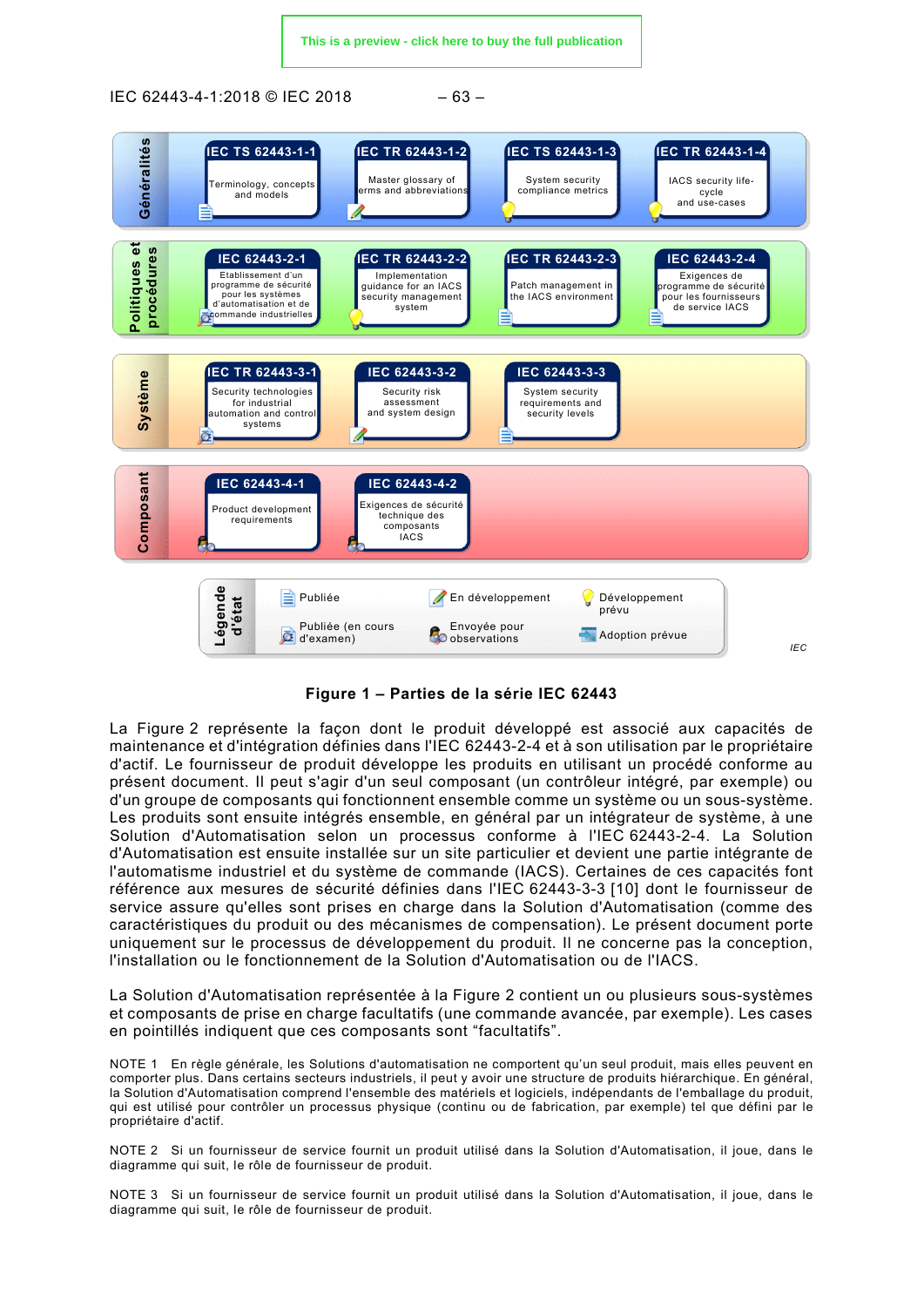| Généralités | IEC TS 62443-1-1 Terminology, concepts and models | IEC TR 62443-1-2 Master glossary of terms and abbreviations | IEC TS 62443-1-3 System security compliance metrics | IEC TR 62443-1-4 IACS security life-cycle and use-cases |
|---|---|---|---|---|
| Politiques et procédures | IEC 62443-2-1 Etablissement d'un programme de sécurité pour les systèmes d'automatisation et de commande industrielles | IEC TR 62443-2-2 Implementation guidance for an IACS security management system | IEC TR 62443-2-3 Patch management in the IACS environment | IEC 62443-2-4 Exigences de programme de sécurité pour les fournisseurs de service IACS |
| Système | IEC TR 62443-3-1 Security technologies for industrial automation and control systems | IEC 62443-3-2 Security risk assessment and system design | IEC 62443-3-3 System security requirements and security levels | |
| Composant | IEC 62443-4-1 Product development requirements | IEC 62443-4-2 Exigences de sécurité technique des composants IACS | | |

Légende d'état: Publiée; En développement; Développement prévu; Publiée (en cours d'examen); Envoyée pour observations; Adoption prévue

IEC

**Figure 1 – Parties de la série IEC 62443**

La Figure 2 représente la façon dont le produit développé est associé aux capacités de maintenance et d'intégration définies dans l'IEC 62443-2-4 et à son utilisation par le propriétaire d'actif. Le fournisseur de produit développe les produits en utilisant un procédé conforme au présent document. Il peut s'agir d'un seul composant (un contrôleur intégré, par exemple) ou d'un groupe de composants qui fonctionnent ensemble comme un système ou un sous-système. Les produits sont ensuite intégrés ensemble, en général par un intégrateur de système, à une Solution d'Automatisation selon un processus conforme à l'IEC 62443-2-4. La Solution d'Automatisation est ensuite installée sur un site particulier et devient une partie intégrante de l'automatisme industriel et du système de commande (IACS). Certaines de ces capacités font référence aux mesures de sécurité définies dans l'IEC 62443-3-3 [10] dont le fournisseur de service assure qu'elles sont prises en charge dans la Solution d'Automatisation (comme des caractéristiques du produit ou des mécanismes de compensation). Le présent document porte uniquement sur le processus de développement du produit. Il ne concerne pas la conception, l'installation ou le fonctionnement de la Solution d'Automatisation ou de l'IACS.

La Solution d'Automatisation représentée à la Figure 2 contient un ou plusieurs sous-systèmes et composants de prise en charge facultatifs (une commande avancée, par exemple). Les cases en pointillés indiquent que ces composants sont “facultatifs”.

NOTE 1 En règle générale, les Solutions d'automatisation ne comportent qu'un seul produit, mais elles peuvent en comporter plus. Dans certains secteurs industriels, il peut y avoir une structure de produits hiérarchique. En général, la Solution d'Automatisation comprend l'ensemble des matériels et logiciels, indépendants de l'emballage du produit, qui est utilisé pour contrôler un processus physique (continu ou de fabrication, par exemple) tel que défini par le propriétaire d'actif.

NOTE 2 Si un fournisseur de service fournit un produit utilisé dans la Solution d'Automatisation, il joue, dans le diagramme qui suit, le rôle de fournisseur de produit.

NOTE 3 Si un fournisseur de service fournit un produit utilisé dans la Solution d'Automatisation, il joue, dans le diagramme qui suit, le rôle de fournisseur de produit.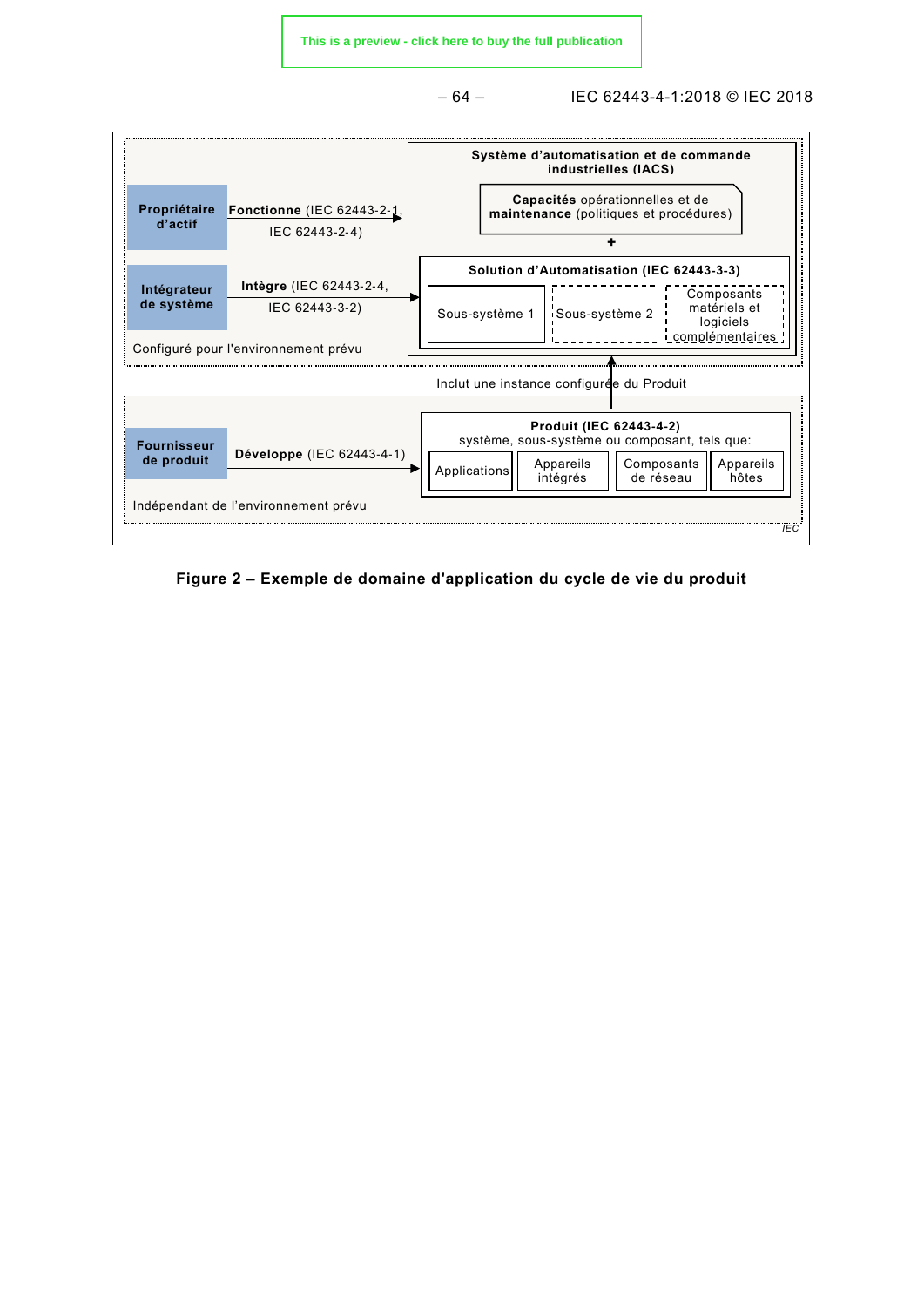Système d'automatisation et de commande industrielles (IACS)

**Capacités** opérationnelles et de **maintenance** (politiques et procédures)

+

**Propriétaire d'actif** — **Fonctionne** (IEC 62443-2-1, IEC 62443-2-4)

**Intégrateur de système** — **Intègre** (IEC 62443-2-4, IEC 62443-3-2)

**Solution d'Automatisation (IEC 62443-3-3)**

Sous-système 1 | Sous-système 2 | Composants matériels et logiciels complémentaires

Configuré pour l'environnement prévu

Inclut une instance configurée du Produit

**Fournisseur de produit** — **Développe** (IEC 62443-4-1)

**Produit (IEC 62443-4-2)**
système, sous-système ou composant, tels que:

Applications | Appareils intégrés | Composants de réseau | Appareils hôtes

Indépendant de l'environnement prévu

IEC

**Figure 2 – Exemple de domaine d'application du cycle de vie du produit**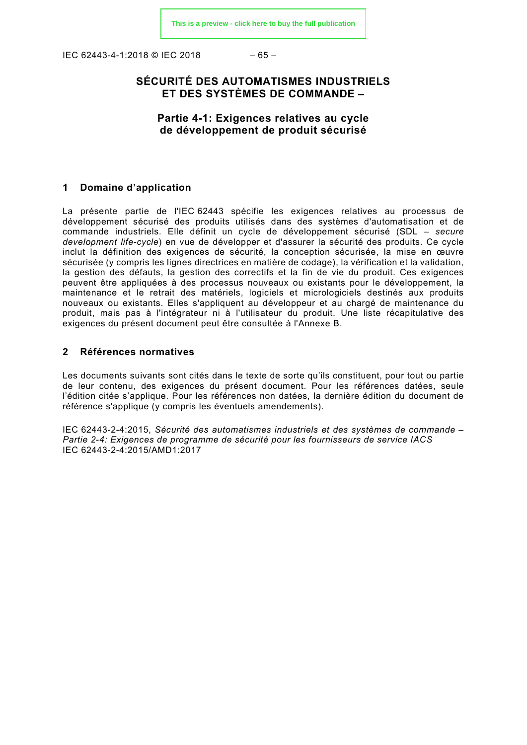# SÉCURITÉ DES AUTOMATISMES INDUSTRIELS ET DES SYSTÈMES DE COMMANDE –

## Partie 4-1: Exigences relatives au cycle de développement de produit sécurisé

## 1 Domaine d'application

La présente partie de l'IEC 62443 spécifie les exigences relatives au processus de développement sécurisé des produits utilisés dans des systèmes d'automatisation et de commande industriels. Elle définit un cycle de développement sécurisé (SDL – *secure development life-cycle*) en vue de développer et d'assurer la sécurité des produits. Ce cycle inclut la définition des exigences de sécurité, la conception sécurisée, la mise en œuvre sécurisée (y compris les lignes directrices en matière de codage), la vérification et la validation, la gestion des défauts, la gestion des correctifs et la fin de vie du produit. Ces exigences peuvent être appliquées à des processus nouveaux ou existants pour le développement, la maintenance et le retrait des matériels, logiciels et micrologiciels destinés aux produits nouveaux ou existants. Elles s'appliquent au développeur et au chargé de maintenance du produit, mais pas à l'intégrateur ni à l'utilisateur du produit. Une liste récapitulative des exigences du présent document peut être consultée à l'Annexe B.

## 2 Références normatives

Les documents suivants sont cités dans le texte de sorte qu'ils constituent, pour tout ou partie de leur contenu, des exigences du présent document. Pour les références datées, seule l'édition citée s'applique. Pour les références non datées, la dernière édition du document de référence s'applique (y compris les éventuels amendements).

IEC 62443-2-4:2015, *Sécurité des automatismes industriels et des systèmes de commande – Partie 2-4: Exigences de programme de sécurité pour les fournisseurs de service IACS*
IEC 62443-2-4:2015/AMD1:2017